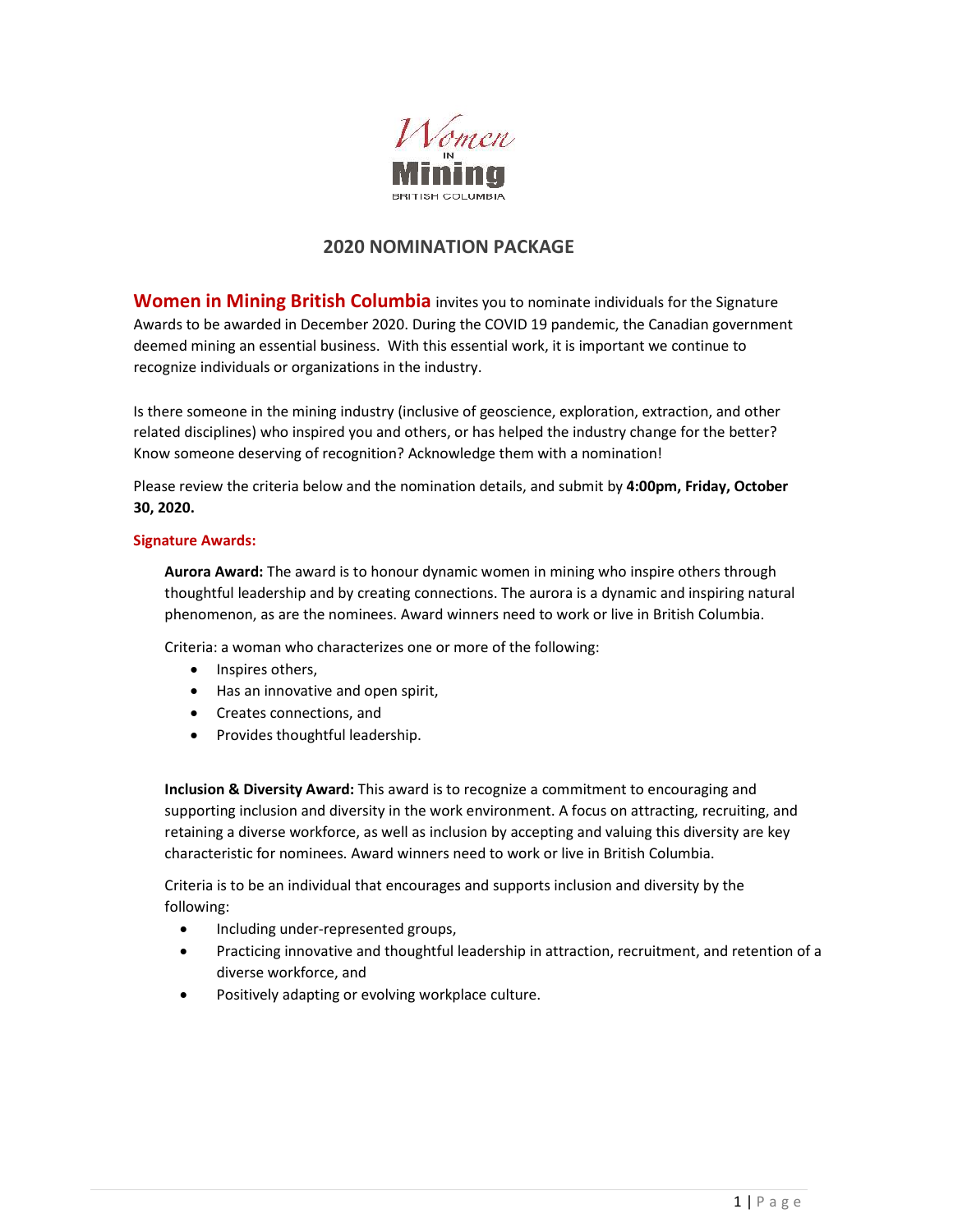Women IN Mining BRITISH COLUMBIA

## 2020 NOMINATION PACKAGE

**Women in Mining British Columbia** invites you to nominate individuals for the Signature Awards to be awarded in December 2020. During the COVID 19 pandemic, the Canadian government deemed mining an essential business. With this essential work, it is important we continue to recognize individuals or organizations in the industry.

Is there someone in the mining industry (inclusive of geoscience, exploration, extraction, and other related disciplines) who inspired you and others, or has helped the industry change for the better? Know someone deserving of recognition? Acknowledge them with a nomination!

Please review the criteria below and the nomination details, and submit by **4:00pm, Friday, October 30, 2020.**

### Signature Awards:

**Aurora Award:** The award is to honour dynamic women in mining who inspire others through thoughtful leadership and by creating connections. The aurora is a dynamic and inspiring natural phenomenon, as are the nominees. Award winners need to work or live in British Columbia.

Criteria: a woman who characterizes one or more of the following:

- Inspires others,
- Has an innovative and open spirit,
- Creates connections, and
- Provides thoughtful leadership.

**Inclusion & Diversity Award:** This award is to recognize a commitment to encouraging and supporting inclusion and diversity in the work environment. A focus on attracting, recruiting, and retaining a diverse workforce, as well as inclusion by accepting and valuing this diversity are key characteristic for nominees. Award winners need to work or live in British Columbia.

Criteria is to be an individual that encourages and supports inclusion and diversity by the following:

- Including under-represented groups,
- Practicing innovative and thoughtful leadership in attraction, recruitment, and retention of a diverse workforce, and
- Positively adapting or evolving workplace culture.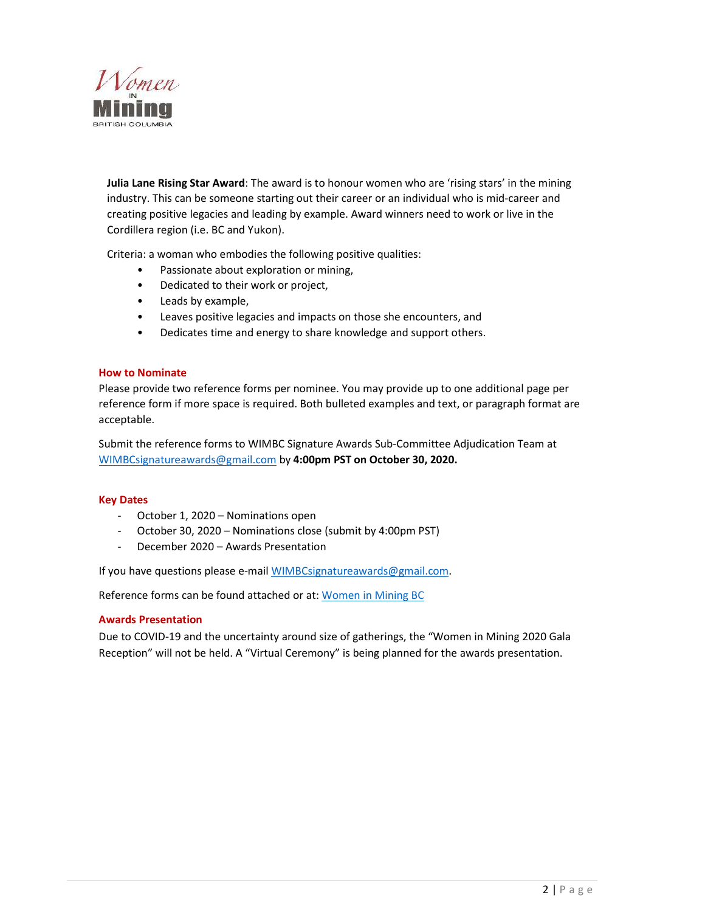**Julia Lane Rising Star Award**: The award is to honour women who are 'rising stars' in the mining industry. This can be someone starting out their career or an individual who is mid-career and creating positive legacies and leading by example. Award winners need to work or live in the Cordillera region (i.e. BC and Yukon).

Criteria: a woman who embodies the following positive qualities:

- Passionate about exploration or mining,
- Dedicated to their work or project,
- Leads by example,
- Leaves positive legacies and impacts on those she encounters, and
- Dedicates time and energy to share knowledge and support others.

### How to Nominate

Please provide two reference forms per nominee. You may provide up to one additional page per reference form if more space is required. Both bulleted examples and text, or paragraph format are acceptable.

Submit the reference forms to WIMBC Signature Awards Sub-Committee Adjudication Team at WIMBCsignatureawards@gmail.com by **4:00pm PST on October 30, 2020.**

### Key Dates

- October 1, 2020 – Nominations open
- October 30, 2020 – Nominations close (submit by 4:00pm PST)
- December 2020 – Awards Presentation

If you have questions please e-mail WIMBCsignatureawards@gmail.com.

Reference forms can be found attached or at: Women in Mining BC

### Awards Presentation

Due to COVID-19 and the uncertainty around size of gatherings, the "Women in Mining 2020 Gala Reception" will not be held. A "Virtual Ceremony" is being planned for the awards presentation.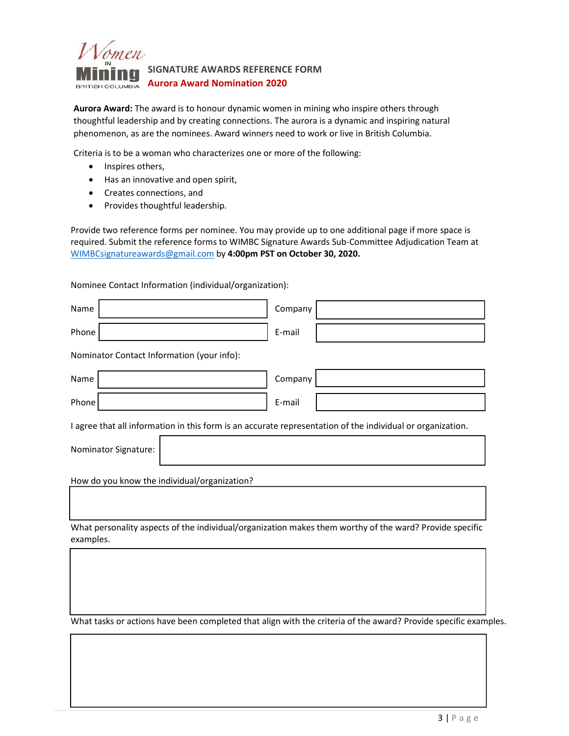Women IN Mining BRITISH COLUMBIA

# SIGNATURE AWARDS REFERENCE FORM

## Aurora Award Nomination 2020

**Aurora Award:** The award is to honour dynamic women in mining who inspire others through thoughtful leadership and by creating connections. The aurora is a dynamic and inspiring natural phenomenon, as are the nominees. Award winners need to work or live in British Columbia.

Criteria is to be a woman who characterizes one or more of the following:

- Inspires others,
- Has an innovative and open spirit,
- Creates connections, and
- Provides thoughtful leadership.

Provide two reference forms per nominee. You may provide up to one additional page if more space is required. Submit the reference forms to WIMBC Signature Awards Sub-Committee Adjudication Team at WIMBCsignatureawards@gmail.com by **4:00pm PST on October 30, 2020.**

Nominee Contact Information (individual/organization):

| Name | | Company | |
|---|---|---|---|
| Phone | | E-mail | |

Nominator Contact Information (your info):

| Name | | Company | |
|---|---|---|---|
| Phone | | E-mail | |

I agree that all information in this form is an accurate representation of the individual or organization.

Nominator Signature:

How do you know the individual/organization?

What personality aspects of the individual/organization makes them worthy of the ward? Provide specific examples.

What tasks or actions have been completed that align with the criteria of the award? Provide specific examples.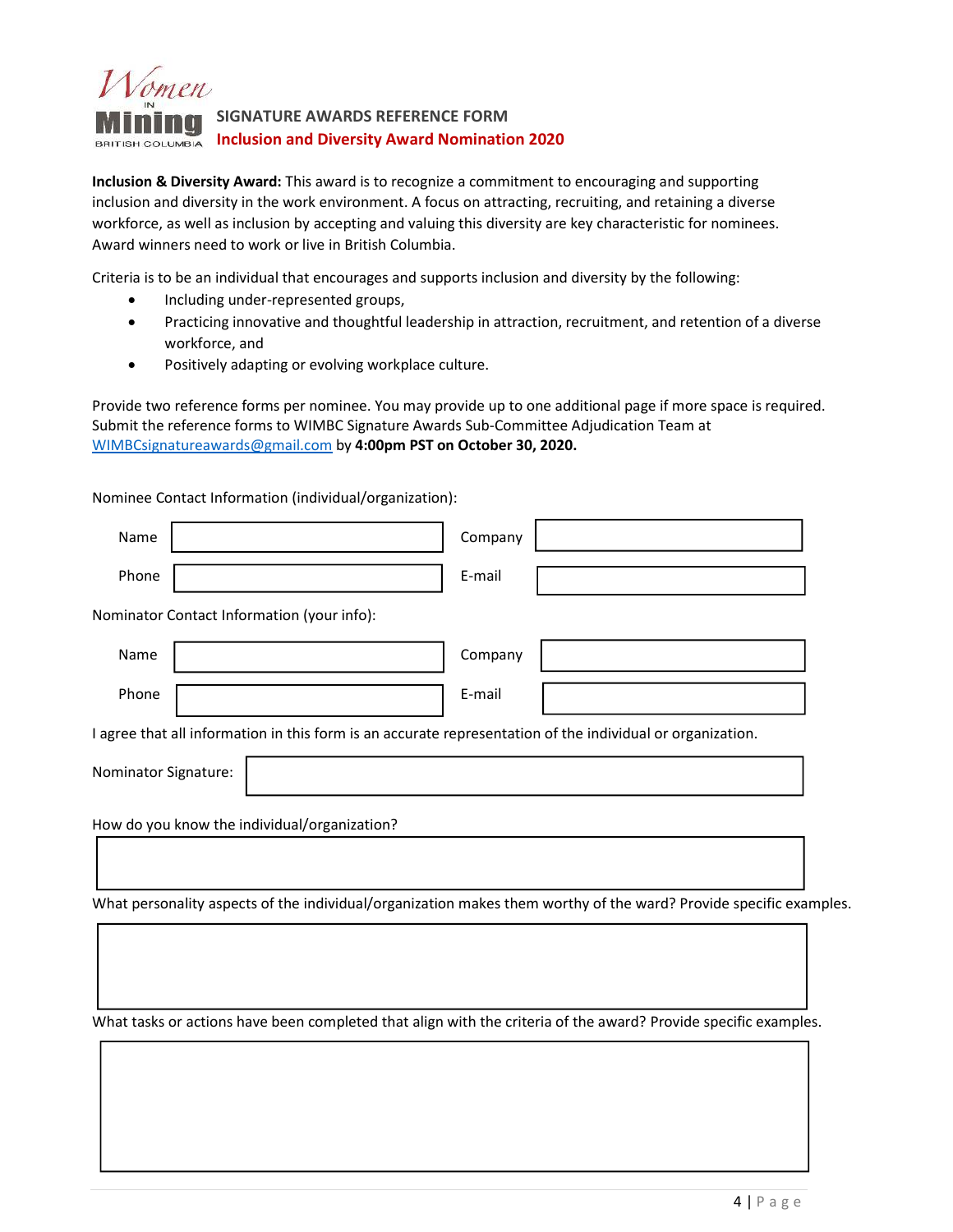Women in Mining British Columbia

# SIGNATURE AWARDS REFERENCE FORM

## Inclusion and Diversity Award Nomination 2020

**Inclusion & Diversity Award:** This award is to recognize a commitment to encouraging and supporting inclusion and diversity in the work environment. A focus on attracting, recruiting, and retaining a diverse workforce, as well as inclusion by accepting and valuing this diversity are key characteristic for nominees. Award winners need to work or live in British Columbia.

Criteria is to be an individual that encourages and supports inclusion and diversity by the following:

- Including under-represented groups,
- Practicing innovative and thoughtful leadership in attraction, recruitment, and retention of a diverse workforce, and
- Positively adapting or evolving workplace culture.

Provide two reference forms per nominee. You may provide up to one additional page if more space is required. Submit the reference forms to WIMBC Signature Awards Sub-Committee Adjudication Team at WIMBCsignatureawards@gmail.com by **4:00pm PST on October 30, 2020.**

Nominee Contact Information (individual/organization):

| | | | |
|---|---|---|---|
| Name | | Company | |
| Phone | | E-mail | |

Nominator Contact Information (your info):

| | | | |
|---|---|---|---|
| Name | | Company | |
| Phone | | E-mail | |

I agree that all information in this form is an accurate representation of the individual or organization.

Nominator Signature:

How do you know the individual/organization?

What personality aspects of the individual/organization makes them worthy of the ward? Provide specific examples.

What tasks or actions have been completed that align with the criteria of the award? Provide specific examples.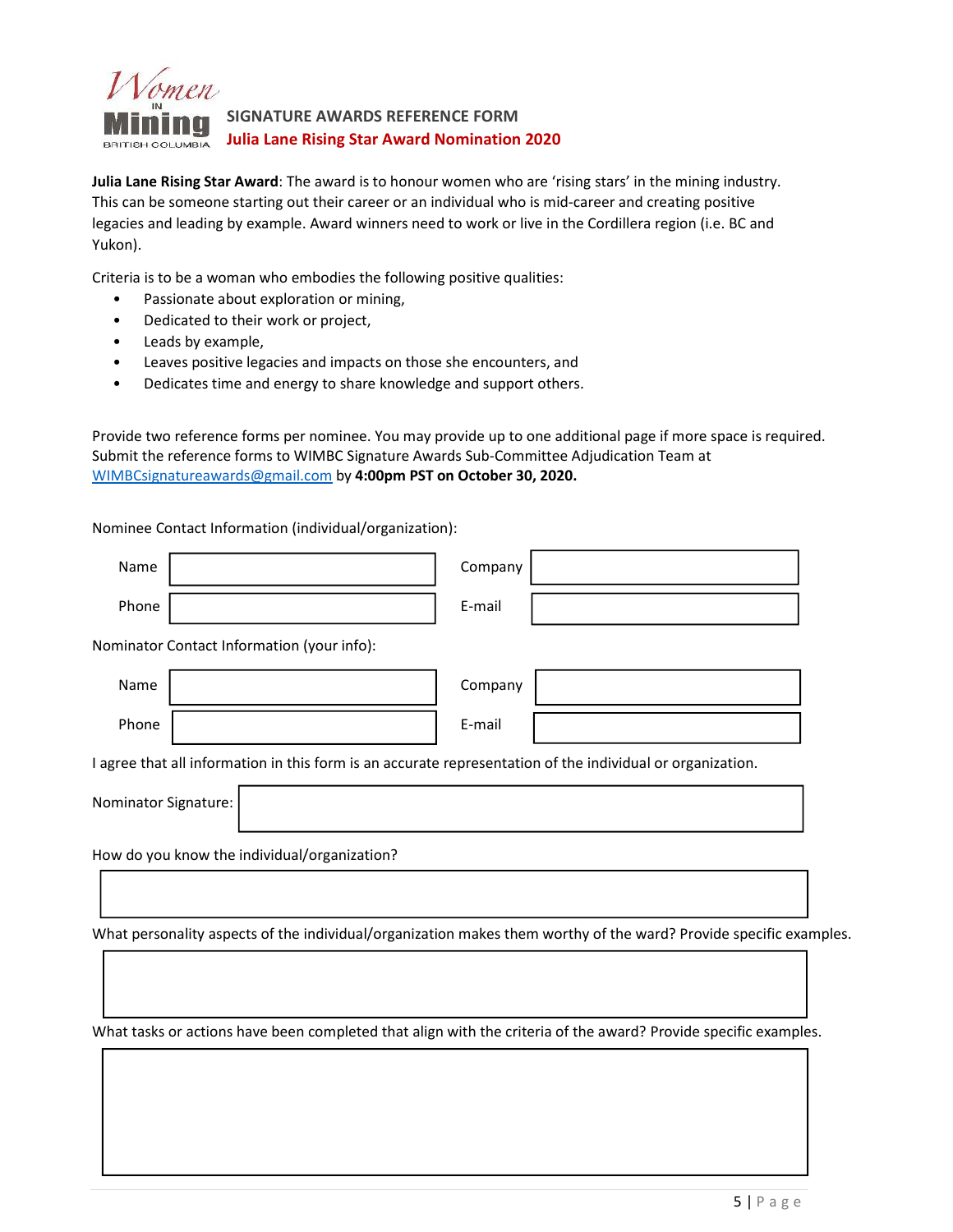Women IN Mining BRITISH COLUMBIA

## SIGNATURE AWARDS REFERENCE FORM

## Julia Lane Rising Star Award Nomination 2020

**Julia Lane Rising Star Award**: The award is to honour women who are 'rising stars' in the mining industry. This can be someone starting out their career or an individual who is mid-career and creating positive legacies and leading by example. Award winners need to work or live in the Cordillera region (i.e. BC and Yukon).

Criteria is to be a woman who embodies the following positive qualities:

- Passionate about exploration or mining,
- Dedicated to their work or project,
- Leads by example,
- Leaves positive legacies and impacts on those she encounters, and
- Dedicates time and energy to share knowledge and support others.

Provide two reference forms per nominee. You may provide up to one additional page if more space is required. Submit the reference forms to WIMBC Signature Awards Sub-Committee Adjudication Team at WIMBCsignatureawards@gmail.com by **4:00pm PST on October 30, 2020.**

Nominee Contact Information (individual/organization):

| | | | |
|---|---|---|---|
| Name | | Company | |
| Phone | | E-mail | |

Nominator Contact Information (your info):

| | | | |
|---|---|---|---|
| Name | | Company | |
| Phone | | E-mail | |

I agree that all information in this form is an accurate representation of the individual or organization.

Nominator Signature:

How do you know the individual/organization?

What personality aspects of the individual/organization makes them worthy of the ward? Provide specific examples.

What tasks or actions have been completed that align with the criteria of the award? Provide specific examples.